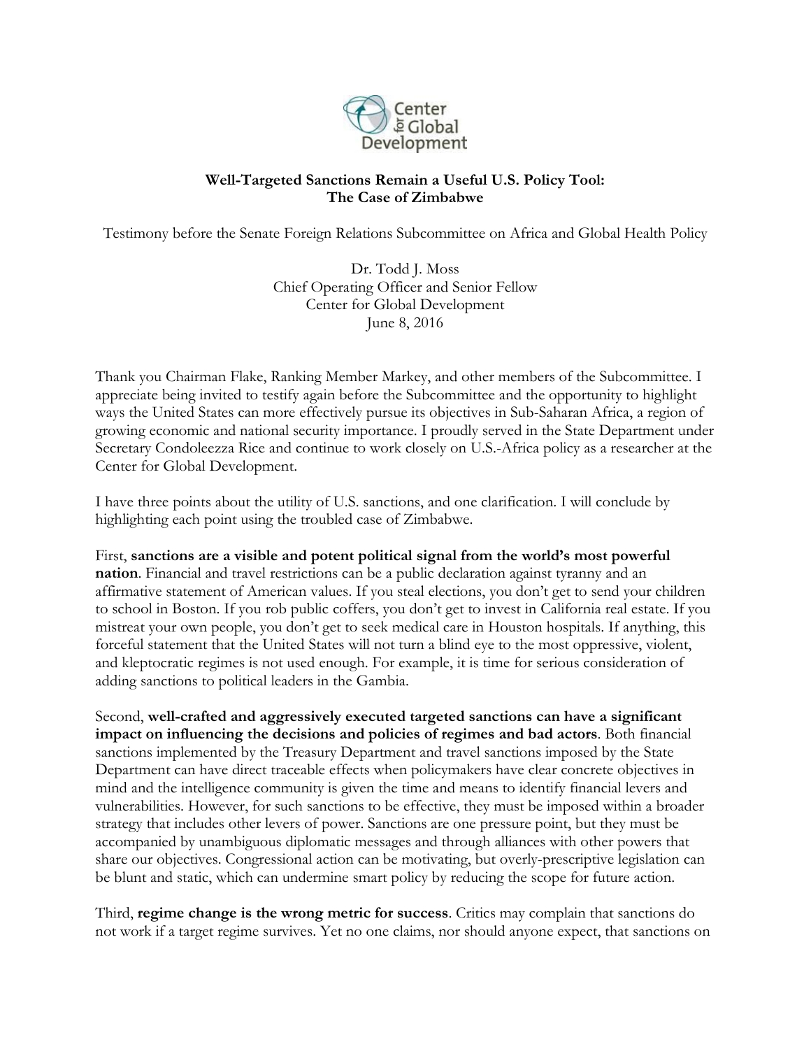Center for Global Development

**Well-Targeted Sanctions Remain a Useful U.S. Policy Tool:**
**The Case of Zimbabwe**

Testimony before the Senate Foreign Relations Subcommittee on Africa and Global Health Policy

Dr. Todd J. Moss
Chief Operating Officer and Senior Fellow
Center for Global Development
June 8, 2016

Thank you Chairman Flake, Ranking Member Markey, and other members of the Subcommittee. I appreciate being invited to testify again before the Subcommittee and the opportunity to highlight ways the United States can more effectively pursue its objectives in Sub-Saharan Africa, a region of growing economic and national security importance. I proudly served in the State Department under Secretary Condoleezza Rice and continue to work closely on U.S.-Africa policy as a researcher at the Center for Global Development.

I have three points about the utility of U.S. sanctions, and one clarification. I will conclude by highlighting each point using the troubled case of Zimbabwe.

First, **sanctions are a visible and potent political signal from the world's most powerful nation**. Financial and travel restrictions can be a public declaration against tyranny and an affirmative statement of American values. If you steal elections, you don't get to send your children to school in Boston. If you rob public coffers, you don't get to invest in California real estate. If you mistreat your own people, you don't get to seek medical care in Houston hospitals. If anything, this forceful statement that the United States will not turn a blind eye to the most oppressive, violent, and kleptocratic regimes is not used enough. For example, it is time for serious consideration of adding sanctions to political leaders in the Gambia.

Second, **well-crafted and aggressively executed targeted sanctions can have a significant impact on influencing the decisions and policies of regimes and bad actors**. Both financial sanctions implemented by the Treasury Department and travel sanctions imposed by the State Department can have direct traceable effects when policymakers have clear concrete objectives in mind and the intelligence community is given the time and means to identify financial levers and vulnerabilities. However, for such sanctions to be effective, they must be imposed within a broader strategy that includes other levers of power. Sanctions are one pressure point, but they must be accompanied by unambiguous diplomatic messages and through alliances with other powers that share our objectives. Congressional action can be motivating, but overly-prescriptive legislation can be blunt and static, which can undermine smart policy by reducing the scope for future action.

Third, **regime change is the wrong metric for success**. Critics may complain that sanctions do not work if a target regime survives. Yet no one claims, nor should anyone expect, that sanctions on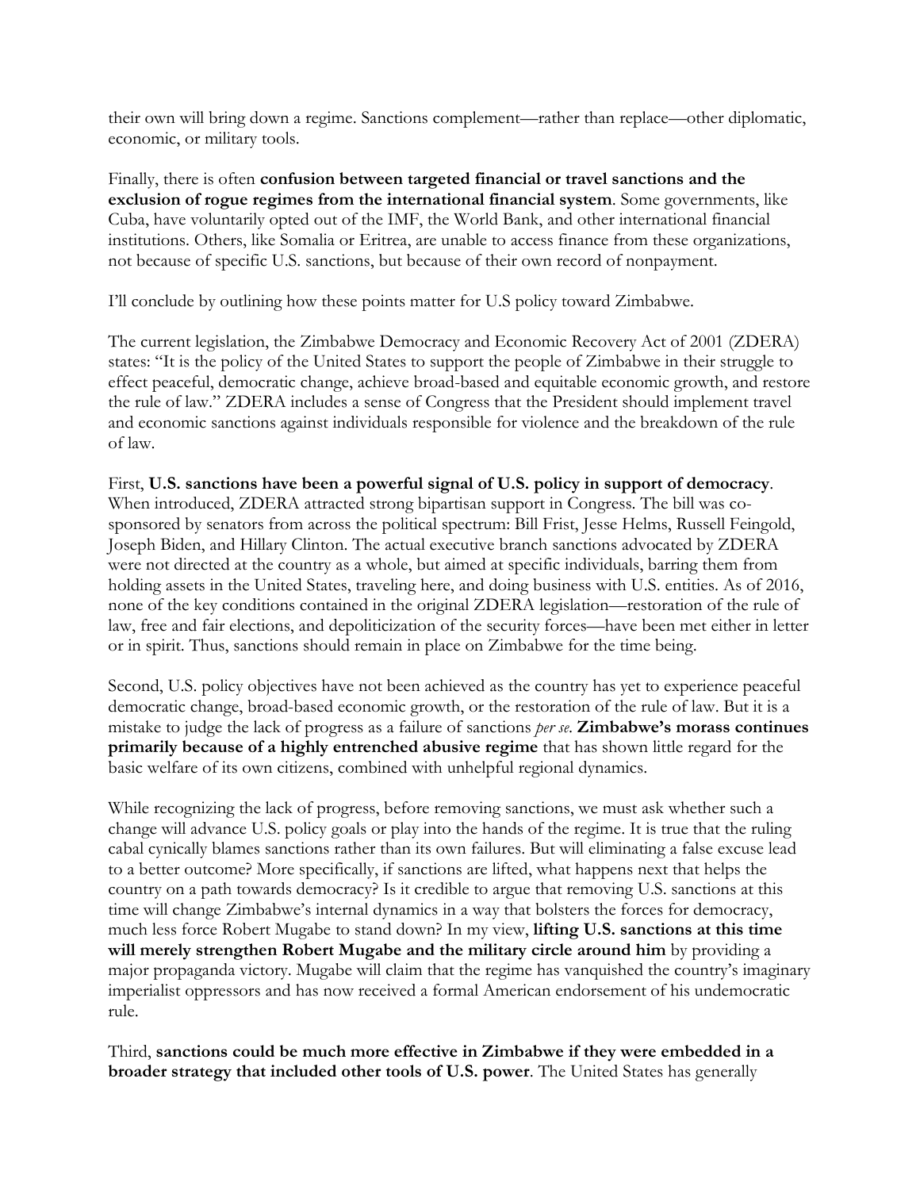their own will bring down a regime. Sanctions complement—rather than replace—other diplomatic, economic, or military tools.

Finally, there is often **confusion between targeted financial or travel sanctions and the exclusion of rogue regimes from the international financial system**. Some governments, like Cuba, have voluntarily opted out of the IMF, the World Bank, and other international financial institutions. Others, like Somalia or Eritrea, are unable to access finance from these organizations, not because of specific U.S. sanctions, but because of their own record of nonpayment.

I'll conclude by outlining how these points matter for U.S policy toward Zimbabwe.

The current legislation, the Zimbabwe Democracy and Economic Recovery Act of 2001 (ZDERA) states: "It is the policy of the United States to support the people of Zimbabwe in their struggle to effect peaceful, democratic change, achieve broad-based and equitable economic growth, and restore the rule of law." ZDERA includes a sense of Congress that the President should implement travel and economic sanctions against individuals responsible for violence and the breakdown of the rule of law.

First, **U.S. sanctions have been a powerful signal of U.S. policy in support of democracy**. When introduced, ZDERA attracted strong bipartisan support in Congress. The bill was co-sponsored by senators from across the political spectrum: Bill Frist, Jesse Helms, Russell Feingold, Joseph Biden, and Hillary Clinton. The actual executive branch sanctions advocated by ZDERA were not directed at the country as a whole, but aimed at specific individuals, barring them from holding assets in the United States, traveling here, and doing business with U.S. entities. As of 2016, none of the key conditions contained in the original ZDERA legislation—restoration of the rule of law, free and fair elections, and depoliticization of the security forces—have been met either in letter or in spirit. Thus, sanctions should remain in place on Zimbabwe for the time being.

Second, U.S. policy objectives have not been achieved as the country has yet to experience peaceful democratic change, broad-based economic growth, or the restoration of the rule of law. But it is a mistake to judge the lack of progress as a failure of sanctions *per se*. **Zimbabwe's morass continues primarily because of a highly entrenched abusive regime** that has shown little regard for the basic welfare of its own citizens, combined with unhelpful regional dynamics.

While recognizing the lack of progress, before removing sanctions, we must ask whether such a change will advance U.S. policy goals or play into the hands of the regime. It is true that the ruling cabal cynically blames sanctions rather than its own failures. But will eliminating a false excuse lead to a better outcome? More specifically, if sanctions are lifted, what happens next that helps the country on a path towards democracy? Is it credible to argue that removing U.S. sanctions at this time will change Zimbabwe's internal dynamics in a way that bolsters the forces for democracy, much less force Robert Mugabe to stand down? In my view, **lifting U.S. sanctions at this time will merely strengthen Robert Mugabe and the military circle around him** by providing a major propaganda victory. Mugabe will claim that the regime has vanquished the country's imaginary imperialist oppressors and has now received a formal American endorsement of his undemocratic rule.

Third, **sanctions could be much more effective in Zimbabwe if they were embedded in a broader strategy that included other tools of U.S. power**. The United States has generally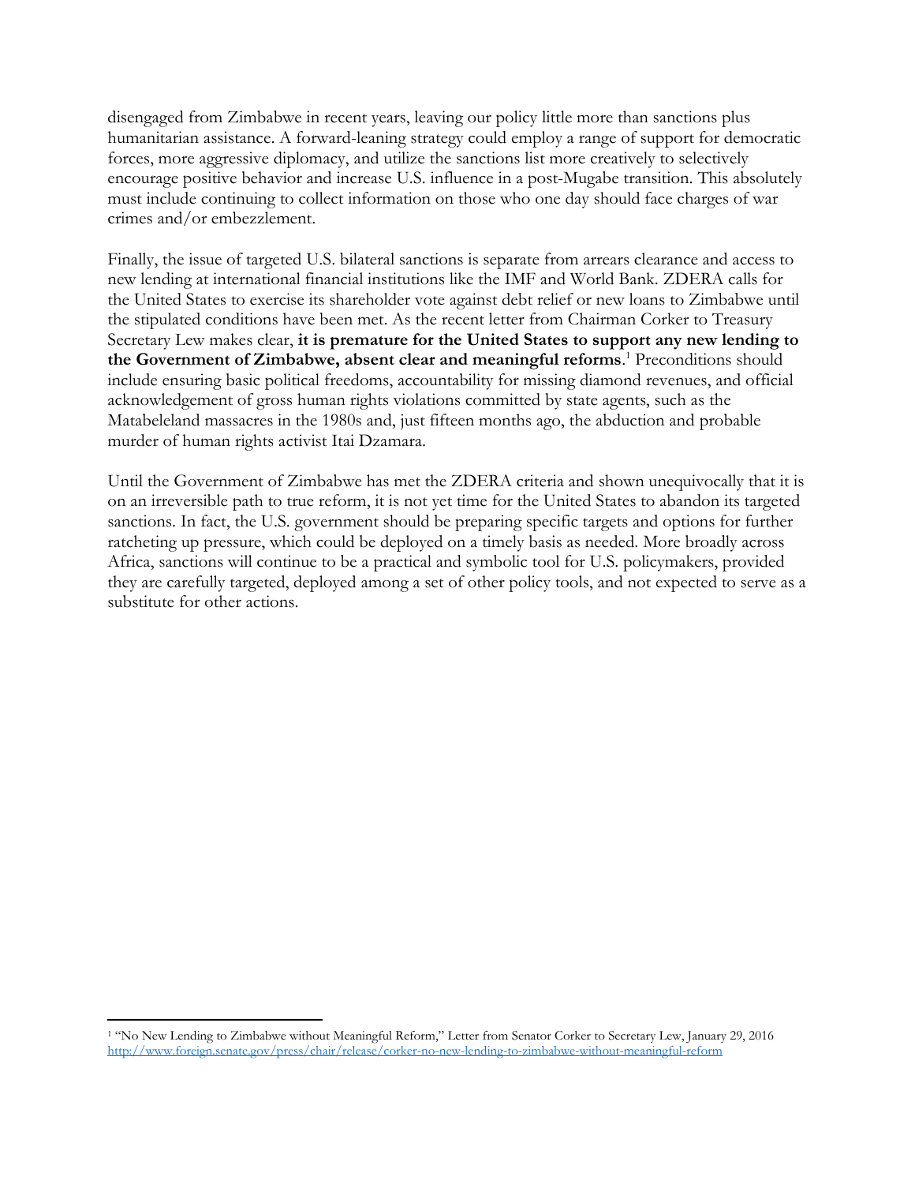disengaged from Zimbabwe in recent years, leaving our policy little more than sanctions plus humanitarian assistance. A forward-leaning strategy could employ a range of support for democratic forces, more aggressive diplomacy, and utilize the sanctions list more creatively to selectively encourage positive behavior and increase U.S. influence in a post-Mugabe transition. This absolutely must include continuing to collect information on those who one day should face charges of war crimes and/or embezzlement.

Finally, the issue of targeted U.S. bilateral sanctions is separate from arrears clearance and access to new lending at international financial institutions like the IMF and World Bank. ZDERA calls for the United States to exercise its shareholder vote against debt relief or new loans to Zimbabwe until the stipulated conditions have been met. As the recent letter from Chairman Corker to Treasury Secretary Lew makes clear, **it is premature for the United States to support any new lending to the Government of Zimbabwe, absent clear and meaningful reforms**.[1] Preconditions should include ensuring basic political freedoms, accountability for missing diamond revenues, and official acknowledgement of gross human rights violations committed by state agents, such as the Matabeleland massacres in the 1980s and, just fifteen months ago, the abduction and probable murder of human rights activist Itai Dzamara.

Until the Government of Zimbabwe has met the ZDERA criteria and shown unequivocally that it is on an irreversible path to true reform, it is not yet time for the United States to abandon its targeted sanctions. In fact, the U.S. government should be preparing specific targets and options for further ratcheting up pressure, which could be deployed on a timely basis as needed. More broadly across Africa, sanctions will continue to be a practical and symbolic tool for U.S. policymakers, provided they are carefully targeted, deployed among a set of other policy tools, and not expected to serve as a substitute for other actions.

---

[1] "No New Lending to Zimbabwe without Meaningful Reform," Letter from Senator Corker to Secretary Lew, January 29, 2016 http://www.foreign.senate.gov/press/chair/release/corker-no-new-lending-to-zimbabwe-without-meaningful-reform